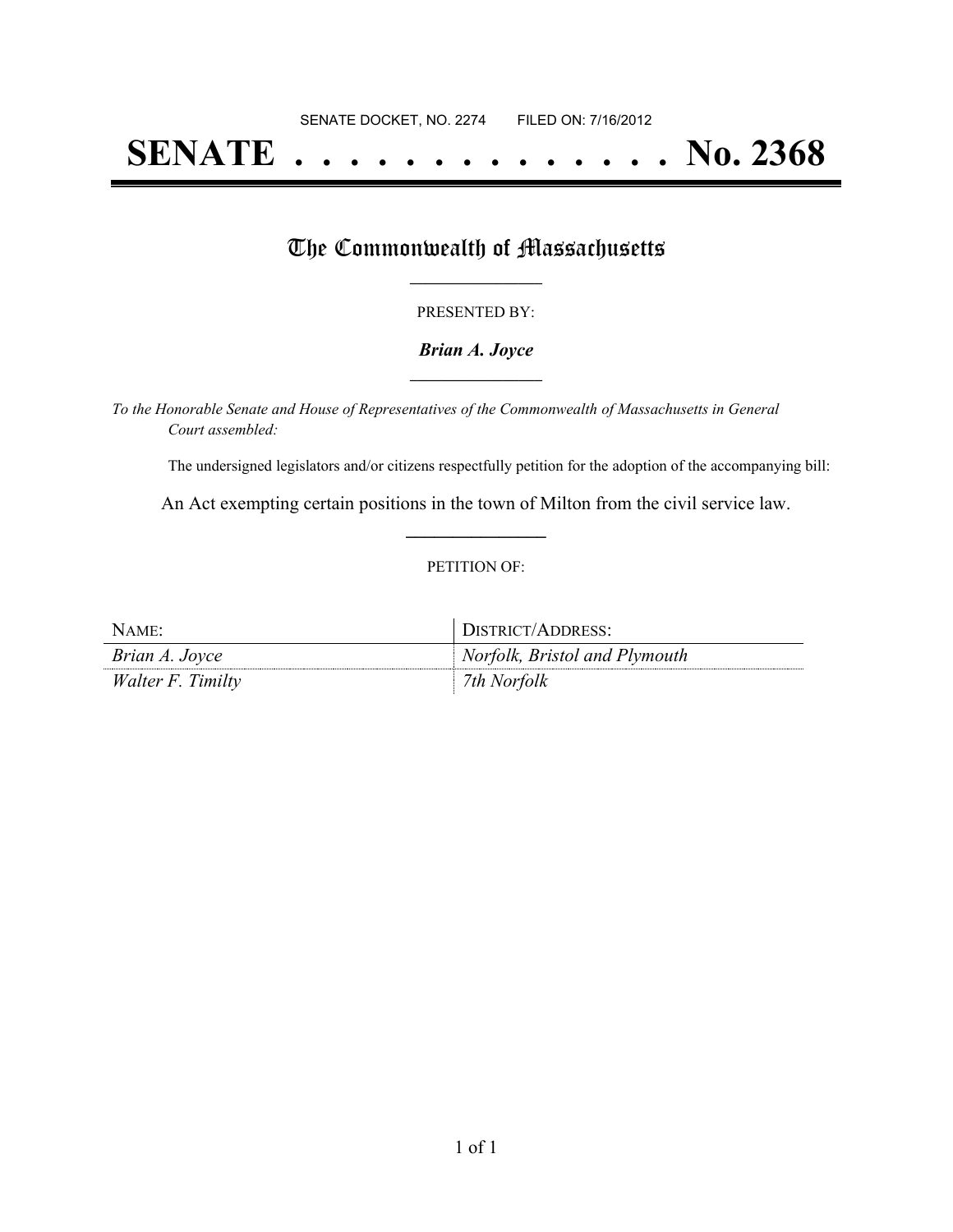SENATE DOCKET, NO. 2274        FILED ON: 7/16/2012

# SENATE . . . . . . . . . . . . . . No. 2368

## The Commonwealth of Massachusetts

PRESENTED BY:

***Brian A. Joyce***

*To the Honorable Senate and House of Representatives of the Commonwealth of Massachusetts in General Court assembled:*

The undersigned legislators and/or citizens respectfully petition for the adoption of the accompanying bill:

An Act exempting certain positions in the town of Milton from the civil service law.

PETITION OF:

| NAME: | DISTRICT/ADDRESS: |
|---|---|
| *Brian A. Joyce* | *Norfolk, Bristol and Plymouth* |
| *Walter F. Timilty* | *7th Norfolk* |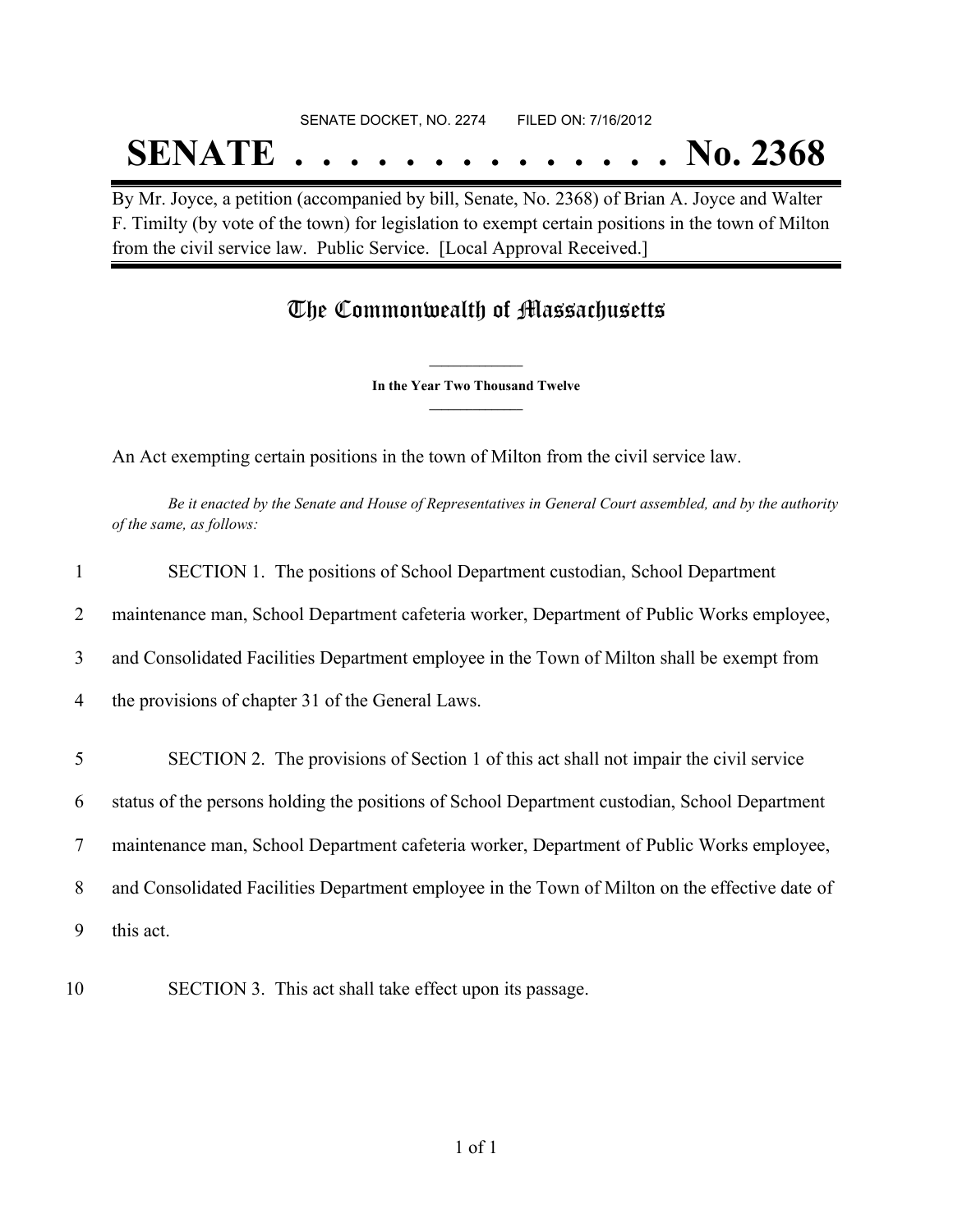SENATE DOCKET, NO. 2274 FILED ON: 7/16/2012

# SENATE . . . . . . . . . . . . . . No. 2368

By Mr. Joyce, a petition (accompanied by bill, Senate, No. 2368) of Brian A. Joyce and Walter F. Timilty (by vote of the town) for legislation to exempt certain positions in the town of Milton from the civil service law. Public Service. [Local Approval Received.]

## The Commonwealth of Massachusetts

**In the Year Two Thousand Twelve**

An Act exempting certain positions in the town of Milton from the civil service law.

*Be it enacted by the Senate and House of Representatives in General Court assembled, and by the authority of the same, as follows:*

1 SECTION 1. The positions of School Department custodian, School Department
2 maintenance man, School Department cafeteria worker, Department of Public Works employee,
3 and Consolidated Facilities Department employee in the Town of Milton shall be exempt from
4 the provisions of chapter 31 of the General Laws.

5 SECTION 2. The provisions of Section 1 of this act shall not impair the civil service
6 status of the persons holding the positions of School Department custodian, School Department
7 maintenance man, School Department cafeteria worker, Department of Public Works employee,
8 and Consolidated Facilities Department employee in the Town of Milton on the effective date of
9 this act.

10 SECTION 3. This act shall take effect upon its passage.